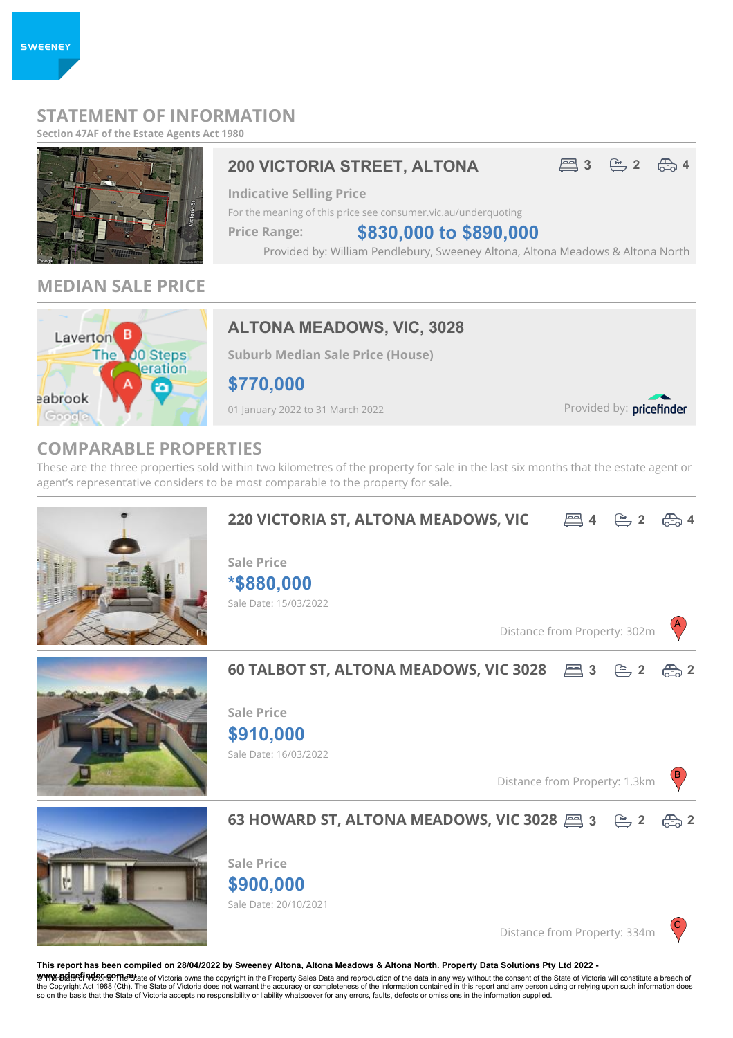SWEENEY

# STATEMENT OF INFORMATION

Section 47AF of the Estate Agents Act 1980

## 200 VICTORIA STREET, ALTONA

3 bedrooms | 2 bathrooms | 4 car spaces

**Indicative Selling Price**

For the meaning of this price see consumer.vic.au/underquoting

**Price Range:** **$830,000 to $890,000**

Provided by: William Pendlebury, Sweeney Altona, Altona Meadows & Altona North

## MEDIAN SALE PRICE

### ALTONA MEADOWS, VIC, 3028

**Suburb Median Sale Price (House)**

**$770,000**

01 January 2022 to 31 March 2022

Provided by: pricefinder

## COMPARABLE PROPERTIES

These are the three properties sold within two kilometres of the property for sale in the last six months that the estate agent or agent's representative considers to be most comparable to the property for sale.

### 220 VICTORIA ST, ALTONA MEADOWS, VIC

4 bedrooms | 2 bathrooms | 4 car spaces

**Sale Price**

**\*$880,000**

Sale Date: 15/03/2022

Distance from Property: 302m (A)

### 60 TALBOT ST, ALTONA MEADOWS, VIC 3028

3 bedrooms | 2 bathrooms | 2 car spaces

**Sale Price**

**$910,000**

Sale Date: 16/03/2022

Distance from Property: 1.3km (B)

### 63 HOWARD ST, ALTONA MEADOWS, VIC 3028

3 bedrooms | 2 bathrooms | 2 car spaces

**Sale Price**

**$900,000**

Sale Date: 20/10/2021

Distance from Property: 334m (C)

**This report has been compiled on 28/04/2022 by Sweeney Altona, Altona Meadows & Altona North. Property Data Solutions Pty Ltd 2022 - www.pricefinder.com.au**

© The State of Victoria. The State of Victoria owns the copyright in the Property Sales Data and reproduction of the data in any way without the consent of the State of Victoria will constitute a breach of the Copyright Act 1968 (Cth). The State of Victoria does not warrant the accuracy or completeness of the information contained in this report and any person using or relying upon such information does so on the basis that the State of Victoria accepts no responsibility or liability whatsoever for any errors, faults, defects or omissions in the information supplied.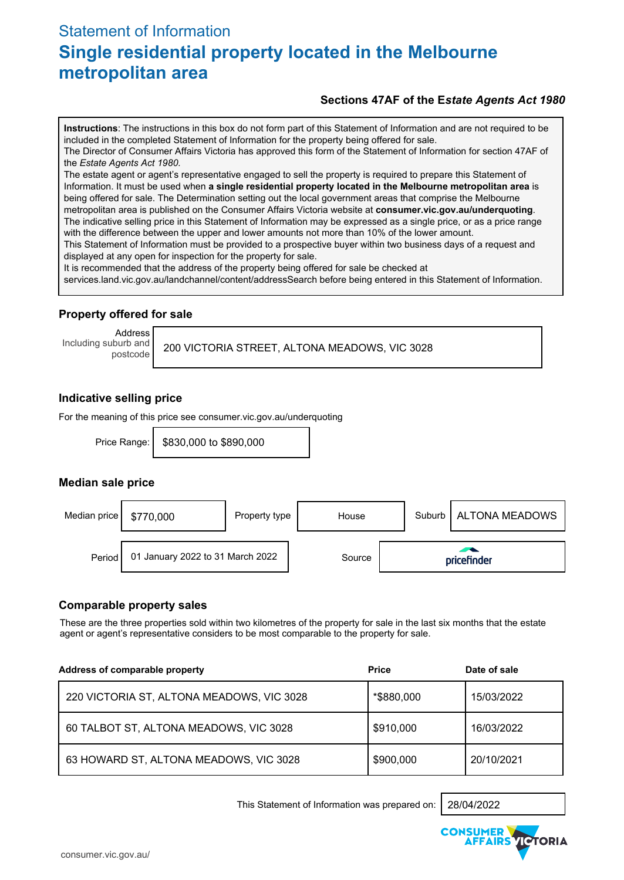# Statement of Information

## Single residential property located in the Melbourne metropolitan area

**Sections 47AF of the E*state Agents Act 1980***

**Instructions**: The instructions in this box do not form part of this Statement of Information and are not required to be included in the completed Statement of Information for the property being offered for sale.
The Director of Consumer Affairs Victoria has approved this form of the Statement of Information for section 47AF of the *Estate Agents Act 1980.*
The estate agent or agent's representative engaged to sell the property is required to prepare this Statement of Information. It must be used when **a single residential property located in the Melbourne metropolitan area** is being offered for sale. The Determination setting out the local government areas that comprise the Melbourne metropolitan area is published on the Consumer Affairs Victoria website at **consumer.vic.gov.au/underquoting**.
The indicative selling price in this Statement of Information may be expressed as a single price, or as a price range with the difference between the upper and lower amounts not more than 10% of the lower amount.
This Statement of Information must be provided to a prospective buyer within two business days of a request and displayed at any open for inspection for the property for sale.
It is recommended that the address of the property being offered for sale be checked at services.land.vic.gov.au/landchannel/content/addressSearch before being entered in this Statement of Information.

### Property offered for sale

Address
Including suburb and postcode: 200 VICTORIA STREET, ALTONA MEADOWS, VIC 3028

### Indicative selling price

For the meaning of this price see consumer.vic.gov.au/underquoting

Price Range: $830,000 to $890,000

### Median sale price

| | | | | | |
|---|---|---|---|---|---|
| Median price | $770,000 | Property type | House | Suburb | ALTONA MEADOWS |
| Period | 01 January 2022 to 31 March 2022 | Source | pricefinder | | |

### Comparable property sales

These are the three properties sold within two kilometres of the property for sale in the last six months that the estate agent or agent's representative considers to be most comparable to the property for sale.

| Address of comparable property | Price | Date of sale |
|---|---|---|
| 220 VICTORIA ST, ALTONA MEADOWS, VIC 3028 | *$880,000 | 15/03/2022 |
| 60 TALBOT ST, ALTONA MEADOWS, VIC 3028 | $910,000 | 16/03/2022 |
| 63 HOWARD ST, ALTONA MEADOWS, VIC 3028 | $900,000 | 20/10/2021 |

This Statement of Information was prepared on: 28/04/2022